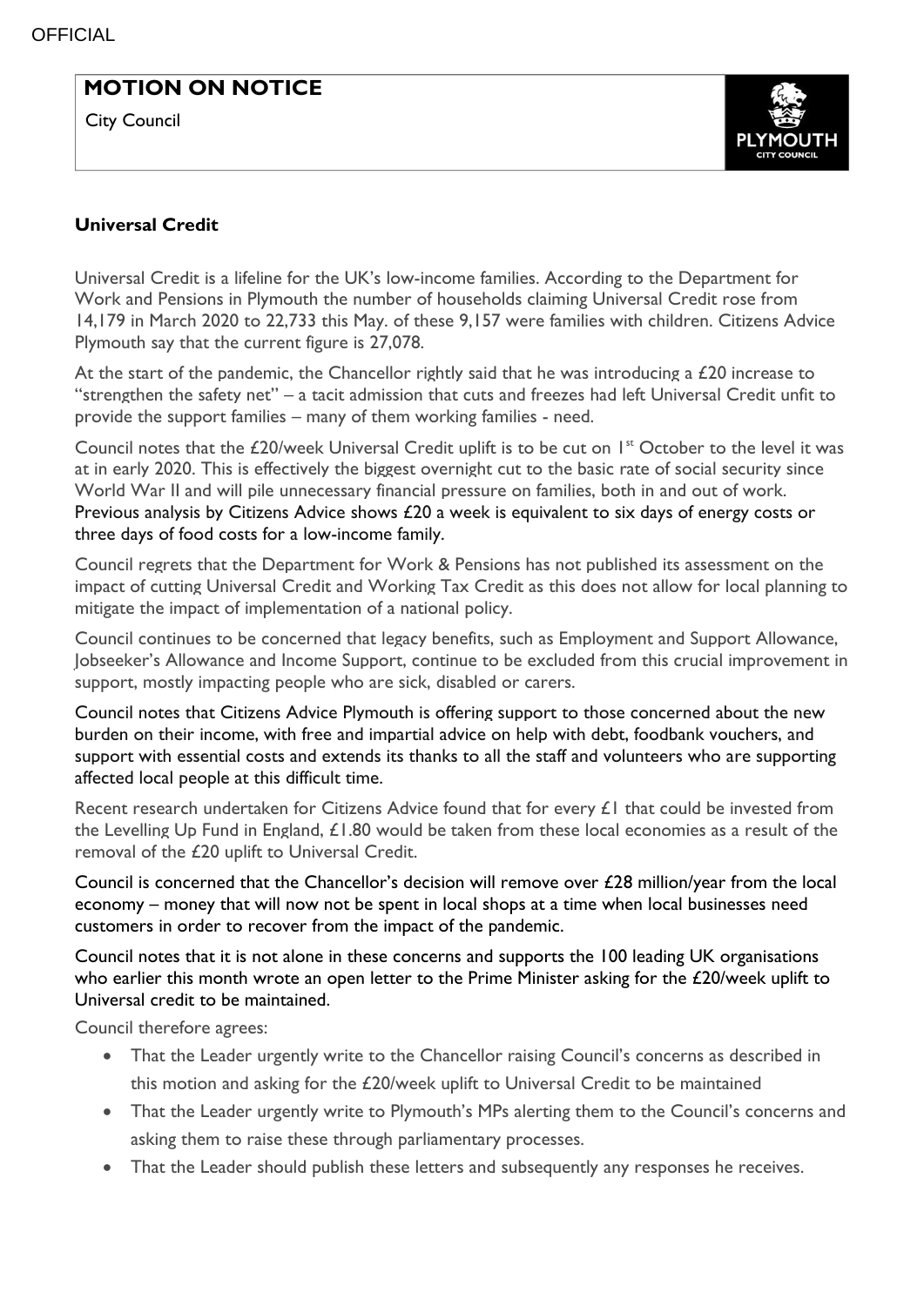OFFICIAL

# MOTION ON NOTICE

City Council

PLYMOUTH CITY COUNCIL

## Universal Credit

Universal Credit is a lifeline for the UK's low-income families. According to the Department for Work and Pensions in Plymouth the number of households claiming Universal Credit rose from 14,179 in March 2020 to 22,733 this May. of these 9,157 were families with children. Citizens Advice Plymouth say that the current figure is 27,078.

At the start of the pandemic, the Chancellor rightly said that he was introducing a £20 increase to "strengthen the safety net" – a tacit admission that cuts and freezes had left Universal Credit unfit to provide the support families – many of them working families - need.

Council notes that the £20/week Universal Credit uplift is to be cut on 1st October to the level it was at in early 2020. This is effectively the biggest overnight cut to the basic rate of social security since World War II and will pile unnecessary financial pressure on families, both in and out of work. Previous analysis by Citizens Advice shows £20 a week is equivalent to six days of energy costs or three days of food costs for a low-income family.

Council regrets that the Department for Work & Pensions has not published its assessment on the impact of cutting Universal Credit and Working Tax Credit as this does not allow for local planning to mitigate the impact of implementation of a national policy.

Council continues to be concerned that legacy benefits, such as Employment and Support Allowance, Jobseeker's Allowance and Income Support, continue to be excluded from this crucial improvement in support, mostly impacting people who are sick, disabled or carers.

Council notes that Citizens Advice Plymouth is offering support to those concerned about the new burden on their income, with free and impartial advice on help with debt, foodbank vouchers, and support with essential costs and extends its thanks to all the staff and volunteers who are supporting affected local people at this difficult time.

Recent research undertaken for Citizens Advice found that for every £1 that could be invested from the Levelling Up Fund in England, £1.80 would be taken from these local economies as a result of the removal of the £20 uplift to Universal Credit.

Council is concerned that the Chancellor's decision will remove over £28 million/year from the local economy – money that will now not be spent in local shops at a time when local businesses need customers in order to recover from the impact of the pandemic.

Council notes that it is not alone in these concerns and supports the 100 leading UK organisations who earlier this month wrote an open letter to the Prime Minister asking for the £20/week uplift to Universal credit to be maintained.

Council therefore agrees:

- That the Leader urgently write to the Chancellor raising Council's concerns as described in this motion and asking for the £20/week uplift to Universal Credit to be maintained
- That the Leader urgently write to Plymouth's MPs alerting them to the Council's concerns and asking them to raise these through parliamentary processes.
- That the Leader should publish these letters and subsequently any responses he receives.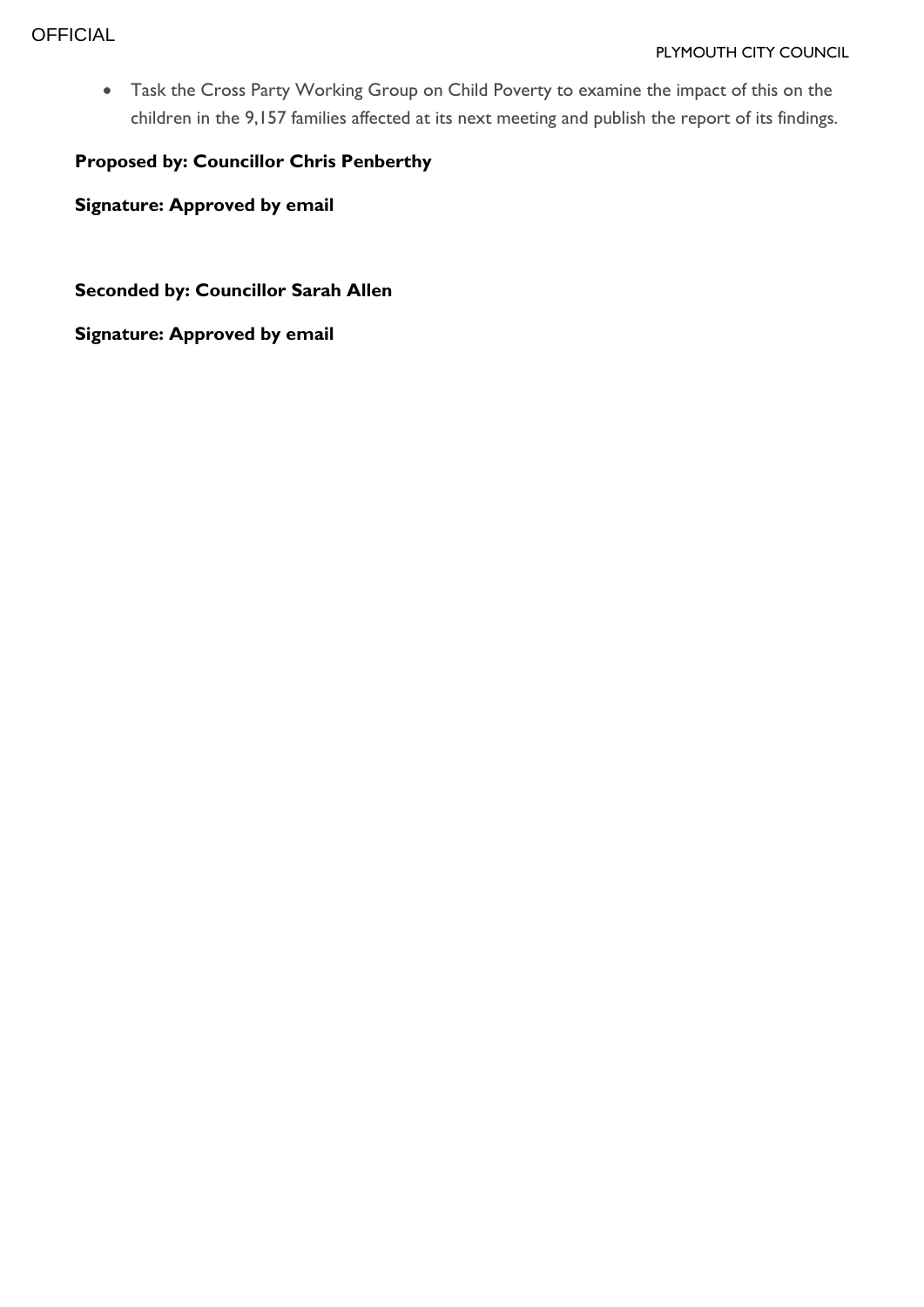- Task the Cross Party Working Group on Child Poverty to examine the impact of this on the children in the 9,157 families affected at its next meeting and publish the report of its findings.

**Proposed by: Councillor Chris Penberthy**

**Signature: Approved by email**

**Seconded by: Councillor Sarah Allen**

**Signature: Approved by email**